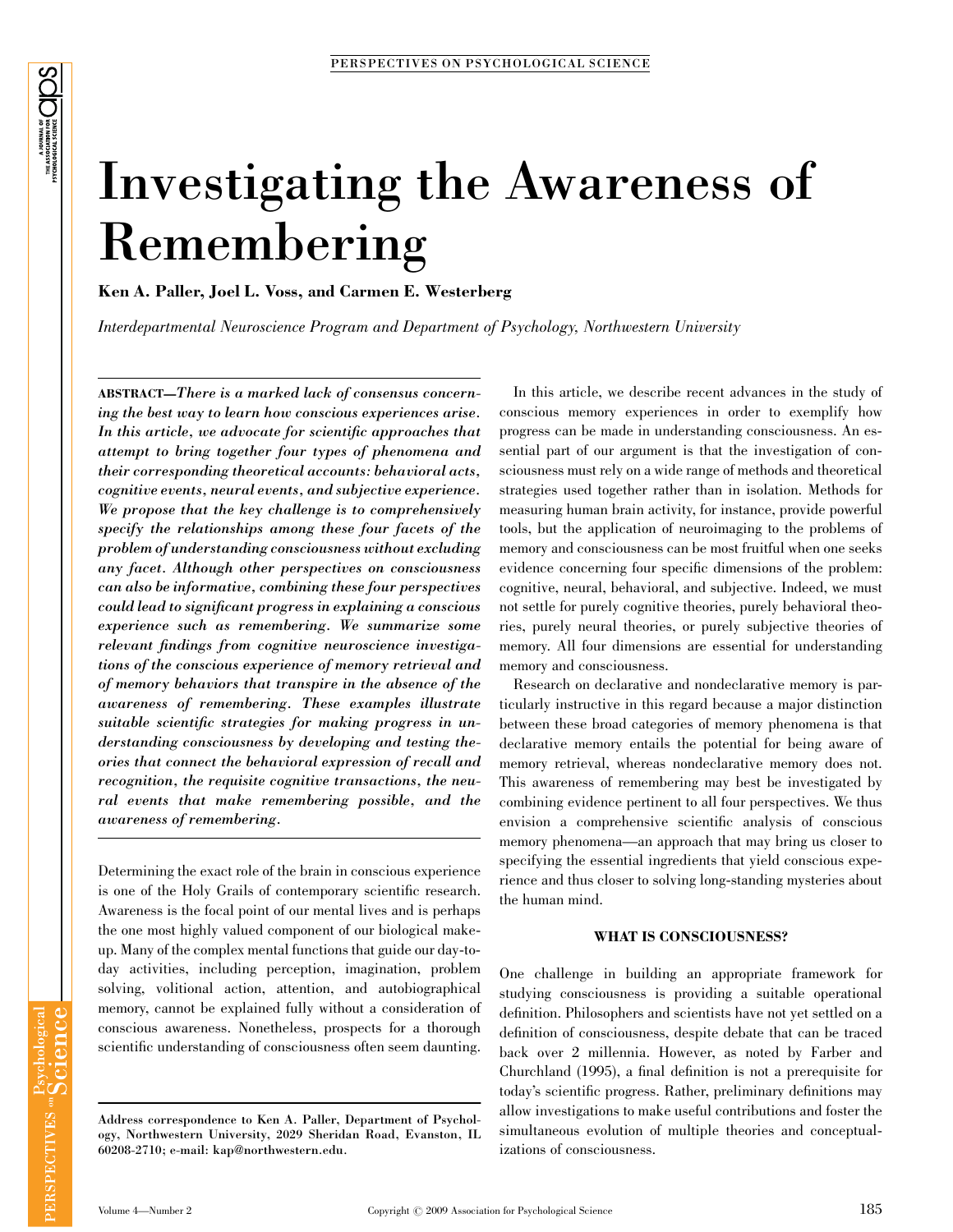# Investigating the Awareness of Remembering

**Ken A. Paller, Joel L. Voss, and Carmen E. Westerberg**

*Interdepartmental Neuroscience Program and Department of Psychology, Northwestern University*

**ABSTRACT**—*There is a marked lack of consensus concerning the best way to learn how conscious experiences arise. In this article, we advocate for scientific approaches that attempt to bring together four types of phenomena and their corresponding theoretical accounts: behavioral acts, cognitive events, neural events, and subjective experience. We propose that the key challenge is to comprehensively specify the relationships among these four facets of the problem of understanding consciousness without excluding any facet. Although other perspectives on consciousness can also be informative, combining these four perspectives could lead to significant progress in explaining a conscious experience such as remembering. We summarize some relevant findings from cognitive neuroscience investigations of the conscious experience of memory retrieval and of memory behaviors that transpire in the absence of the awareness of remembering. These examples illustrate suitable scientific strategies for making progress in understanding consciousness by developing and testing theories that connect the behavioral expression of recall and recognition, the requisite cognitive transactions, the neural events that make remembering possible, and the awareness of remembering.*

Determining the exact role of the brain in conscious experience is one of the Holy Grails of contemporary scientific research. Awareness is the focal point of our mental lives and is perhaps the one most highly valued component of our biological makeup. Many of the complex mental functions that guide our day-to-day activities, including perception, imagination, problem solving, volitional action, attention, and autobiographical memory, cannot be explained fully without a consideration of conscious awareness. Nonetheless, prospects for a thorough scientific understanding of consciousness often seem daunting.

Address correspondence to Ken A. Paller, Department of Psychology, Northwestern University, 2029 Sheridan Road, Evanston, IL 60208-2710; e-mail: kap@northwestern.edu.

In this article, we describe recent advances in the study of conscious memory experiences in order to exemplify how progress can be made in understanding consciousness. An essential part of our argument is that the investigation of consciousness must rely on a wide range of methods and theoretical strategies used together rather than in isolation. Methods for measuring human brain activity, for instance, provide powerful tools, but the application of neuroimaging to the problems of memory and consciousness can be most fruitful when one seeks evidence concerning four specific dimensions of the problem: cognitive, neural, behavioral, and subjective. Indeed, we must not settle for purely cognitive theories, purely behavioral theories, purely neural theories, or purely subjective theories of memory. All four dimensions are essential for understanding memory and consciousness.

Research on declarative and nondeclarative memory is particularly instructive in this regard because a major distinction between these broad categories of memory phenomena is that declarative memory entails the potential for being aware of memory retrieval, whereas nondeclarative memory does not. This awareness of remembering may best be investigated by combining evidence pertinent to all four perspectives. We thus envision a comprehensive scientific analysis of conscious memory phenomena—an approach that may bring us closer to specifying the essential ingredients that yield conscious experience and thus closer to solving long-standing mysteries about the human mind.

## WHAT IS CONSCIOUSNESS?

One challenge in building an appropriate framework for studying consciousness is providing a suitable operational definition. Philosophers and scientists have not yet settled on a definition of consciousness, despite debate that can be traced back over 2 millennia. However, as noted by Farber and Churchland (1995), a final definition is not a prerequisite for today's scientific progress. Rather, preliminary definitions may allow investigations to make useful contributions and foster the simultaneous evolution of multiple theories and conceptualizations of consciousness.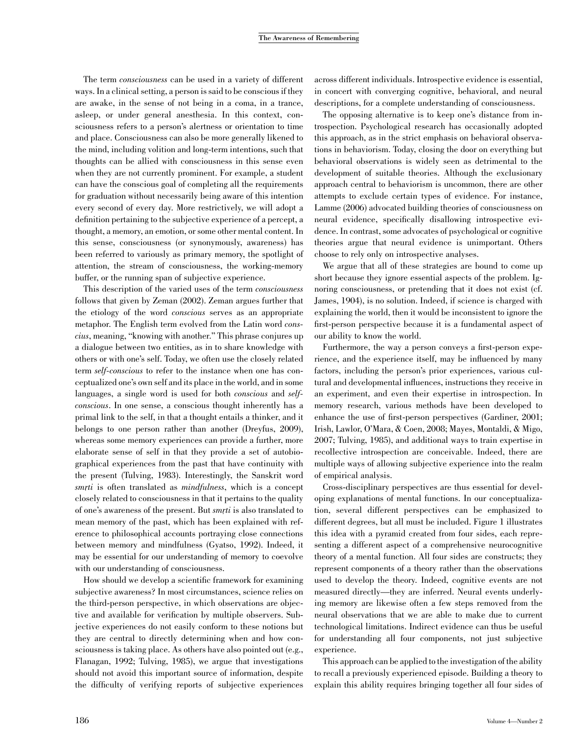The term *consciousness* can be used in a variety of different ways. In a clinical setting, a person is said to be conscious if they are awake, in the sense of not being in a coma, in a trance, asleep, or under general anesthesia. In this context, consciousness refers to a person's alertness or orientation to time and place. Consciousness can also be more generally likened to the mind, including volition and long-term intentions, such that thoughts can be allied with consciousness in this sense even when they are not currently prominent. For example, a student can have the conscious goal of completing all the requirements for graduation without necessarily being aware of this intention every second of every day. More restrictively, we will adopt a definition pertaining to the subjective experience of a percept, a thought, a memory, an emotion, or some other mental content. In this sense, consciousness (or synonymously, awareness) has been referred to variously as primary memory, the spotlight of attention, the stream of consciousness, the working-memory buffer, or the running span of subjective experience.

This description of the varied uses of the term *consciousness* follows that given by Zeman (2002). Zeman argues further that the etiology of the word *conscious* serves as an appropriate metaphor. The English term evolved from the Latin word *conscius*, meaning, "knowing with another." This phrase conjures up a dialogue between two entities, as in to share knowledge with others or with one's self. Today, we often use the closely related term *self-conscious* to refer to the instance when one has conceptualized one's own self and its place in the world, and in some languages, a single word is used for both *conscious* and *self-conscious*. In one sense, a conscious thought inherently has a primal link to the self, in that a thought entails a thinker, and it belongs to one person rather than another (Dreyfus, 2009), whereas some memory experiences can provide a further, more elaborate sense of self in that they provide a set of autobiographical experiences from the past that have continuity with the present (Tulving, 1983). Interestingly, the Sanskrit word *smṛti* is often translated as *mindfulness*, which is a concept closely related to consciousness in that it pertains to the quality of one's awareness of the present. But *smṛti* is also translated to mean memory of the past, which has been explained with reference to philosophical accounts portraying close connections between memory and mindfulness (Gyatso, 1992). Indeed, it may be essential for our understanding of memory to coevolve with our understanding of consciousness.

How should we develop a scientific framework for examining subjective awareness? In most circumstances, science relies on the third-person perspective, in which observations are objective and available for verification by multiple observers. Subjective experiences do not easily conform to these notions but they are central to directly determining when and how consciousness is taking place. As others have also pointed out (e.g., Flanagan, 1992; Tulving, 1985), we argue that investigations should not avoid this important source of information, despite the difficulty of verifying reports of subjective experiences across different individuals. Introspective evidence is essential, in concert with converging cognitive, behavioral, and neural descriptions, for a complete understanding of consciousness.

The opposing alternative is to keep one's distance from introspection. Psychological research has occasionally adopted this approach, as in the strict emphasis on behavioral observations in behaviorism. Today, closing the door on everything but behavioral observations is widely seen as detrimental to the development of suitable theories. Although the exclusionary approach central to behaviorism is uncommon, there are other attempts to exclude certain types of evidence. For instance, Lamme (2006) advocated building theories of consciousness on neural evidence, specifically disallowing introspective evidence. In contrast, some advocates of psychological or cognitive theories argue that neural evidence is unimportant. Others choose to rely only on introspective analyses.

We argue that all of these strategies are bound to come up short because they ignore essential aspects of the problem. Ignoring consciousness, or pretending that it does not exist (cf. James, 1904), is no solution. Indeed, if science is charged with explaining the world, then it would be inconsistent to ignore the first-person perspective because it is a fundamental aspect of our ability to know the world.

Furthermore, the way a person conveys a first-person experience, and the experience itself, may be influenced by many factors, including the person's prior experiences, various cultural and developmental influences, instructions they receive in an experiment, and even their expertise in introspection. In memory research, various methods have been developed to enhance the use of first-person perspectives (Gardiner, 2001; Irish, Lawlor, O'Mara, & Coen, 2008; Mayes, Montaldi, & Migo, 2007; Tulving, 1985), and additional ways to train expertise in recollective introspection are conceivable. Indeed, there are multiple ways of allowing subjective experience into the realm of empirical analysis.

Cross-disciplinary perspectives are thus essential for developing explanations of mental functions. In our conceptualization, several different perspectives can be emphasized to different degrees, but all must be included. Figure 1 illustrates this idea with a pyramid created from four sides, each representing a different aspect of a comprehensive neurocognitive theory of a mental function. All four sides are constructs; they represent components of a theory rather than the observations used to develop the theory. Indeed, cognitive events are not measured directly—they are inferred. Neural events underlying memory are likewise often a few steps removed from the neural observations that we are able to make due to current technological limitations. Indirect evidence can thus be useful for understanding all four components, not just subjective experience.

This approach can be applied to the investigation of the ability to recall a previously experienced episode. Building a theory to explain this ability requires bringing together all four sides of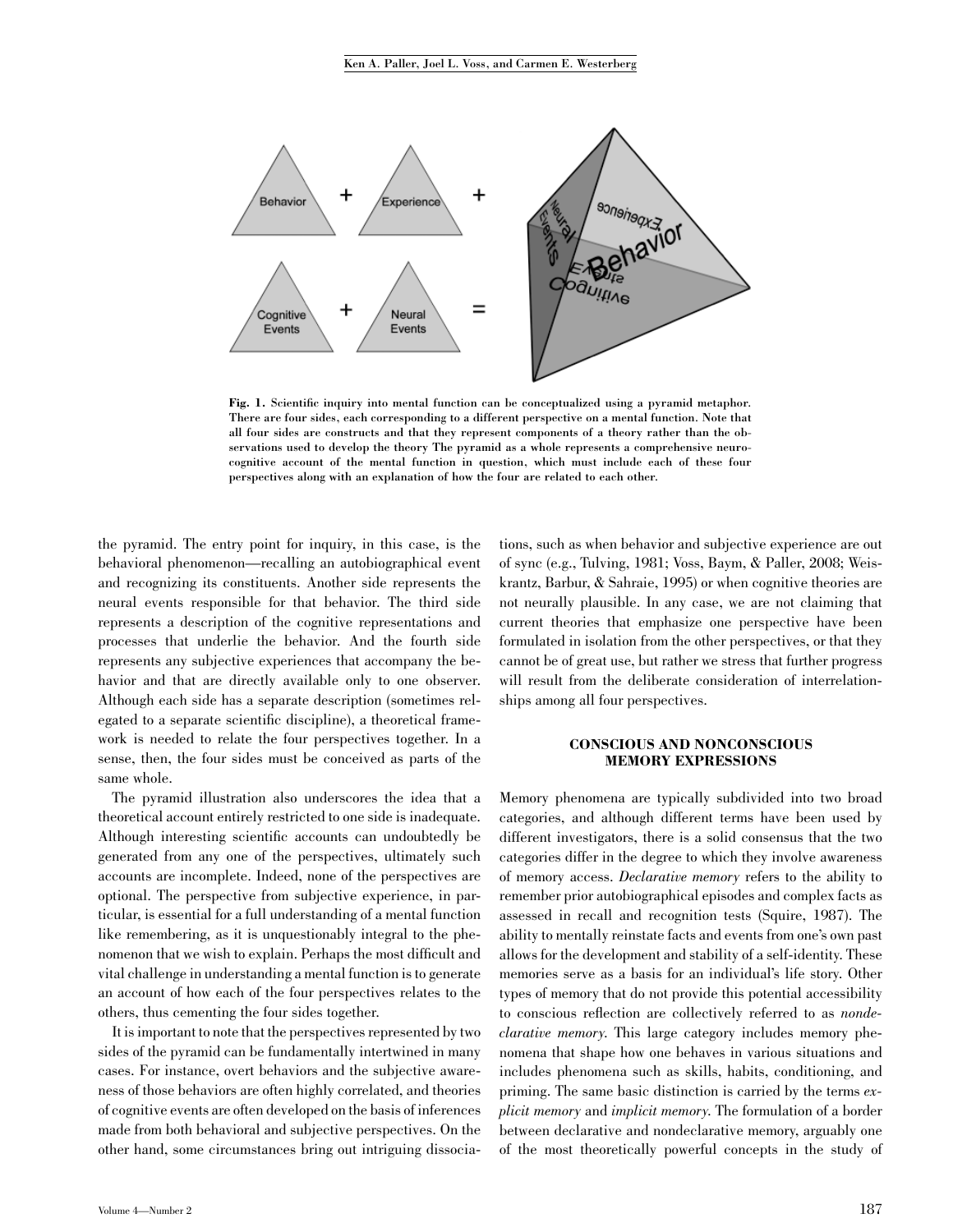Fig. 1. Scientific inquiry into mental function can be conceptualized using a pyramid metaphor. There are four sides, each corresponding to a different perspective on a mental function. Note that all four sides are constructs and that they represent components of a theory rather than the observations used to develop the theory The pyramid as a whole represents a comprehensive neurocognitive account of the mental function in question, which must include each of these four perspectives along with an explanation of how the four are related to each other.

the pyramid. The entry point for inquiry, in this case, is the behavioral phenomenon—recalling an autobiographical event and recognizing its constituents. Another side represents the neural events responsible for that behavior. The third side represents a description of the cognitive representations and processes that underlie the behavior. And the fourth side represents any subjective experiences that accompany the behavior and that are directly available only to one observer. Although each side has a separate description (sometimes relegated to a separate scientific discipline), a theoretical framework is needed to relate the four perspectives together. In a sense, then, the four sides must be conceived as parts of the same whole.

The pyramid illustration also underscores the idea that a theoretical account entirely restricted to one side is inadequate. Although interesting scientific accounts can undoubtedly be generated from any one of the perspectives, ultimately such accounts are incomplete. Indeed, none of the perspectives are optional. The perspective from subjective experience, in particular, is essential for a full understanding of a mental function like remembering, as it is unquestionably integral to the phenomenon that we wish to explain. Perhaps the most difficult and vital challenge in understanding a mental function is to generate an account of how each of the four perspectives relates to the others, thus cementing the four sides together.

It is important to note that the perspectives represented by two sides of the pyramid can be fundamentally intertwined in many cases. For instance, overt behaviors and the subjective awareness of those behaviors are often highly correlated, and theories of cognitive events are often developed on the basis of inferences made from both behavioral and subjective perspectives. On the other hand, some circumstances bring out intriguing dissociations, such as when behavior and subjective experience are out of sync (e.g., Tulving, 1981; Voss, Baym, & Paller, 2008; Weiskrantz, Barbur, & Sahraie, 1995) or when cognitive theories are not neurally plausible. In any case, we are not claiming that current theories that emphasize one perspective have been formulated in isolation from the other perspectives, or that they cannot be of great use, but rather we stress that further progress will result from the deliberate consideration of interrelationships among all four perspectives.

## CONSCIOUS AND NONCONSCIOUS MEMORY EXPRESSIONS

Memory phenomena are typically subdivided into two broad categories, and although different terms have been used by different investigators, there is a solid consensus that the two categories differ in the degree to which they involve awareness of memory access. *Declarative memory* refers to the ability to remember prior autobiographical episodes and complex facts as assessed in recall and recognition tests (Squire, 1987). The ability to mentally reinstate facts and events from one's own past allows for the development and stability of a self-identity. These memories serve as a basis for an individual's life story. Other types of memory that do not provide this potential accessibility to conscious reflection are collectively referred to as *nondeclarative memory*. This large category includes memory phenomena that shape how one behaves in various situations and includes phenomena such as skills, habits, conditioning, and priming. The same basic distinction is carried by the terms *explicit memory* and *implicit memory*. The formulation of a border between declarative and nondeclarative memory, arguably one of the most theoretically powerful concepts in the study of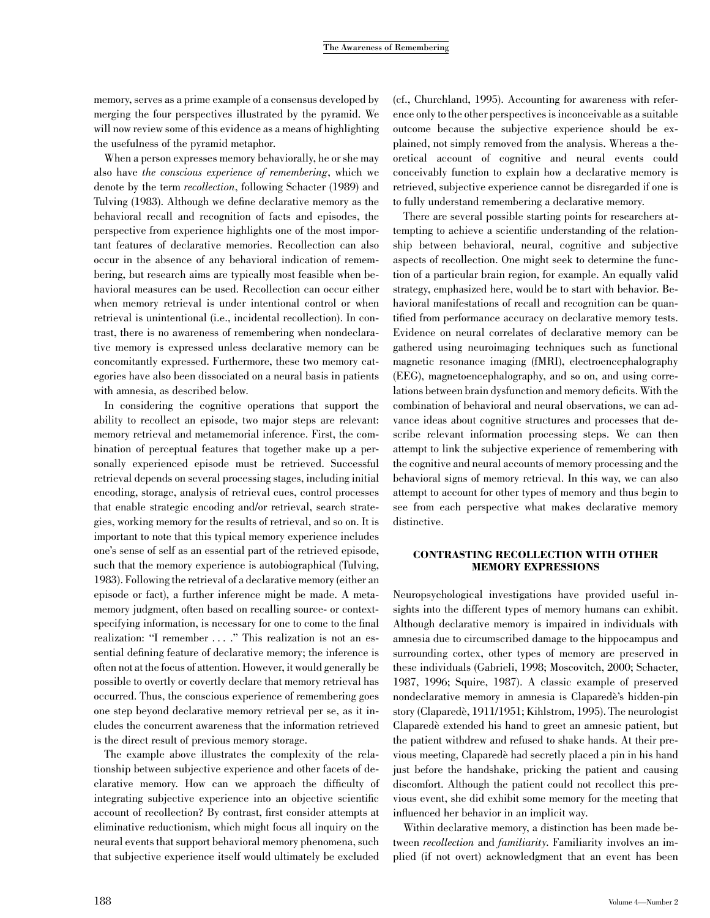memory, serves as a prime example of a consensus developed by merging the four perspectives illustrated by the pyramid. We will now review some of this evidence as a means of highlighting the usefulness of the pyramid metaphor.

When a person expresses memory behaviorally, he or she may also have *the conscious experience of remembering*, which we denote by the term *recollection*, following Schacter (1989) and Tulving (1983). Although we define declarative memory as the behavioral recall and recognition of facts and episodes, the perspective from experience highlights one of the most important features of declarative memories. Recollection can also occur in the absence of any behavioral indication of remembering, but research aims are typically most feasible when behavioral measures can be used. Recollection can occur either when memory retrieval is under intentional control or when retrieval is unintentional (i.e., incidental recollection). In contrast, there is no awareness of remembering when nondeclarative memory is expressed unless declarative memory can be concomitantly expressed. Furthermore, these two memory categories have also been dissociated on a neural basis in patients with amnesia, as described below.

In considering the cognitive operations that support the ability to recollect an episode, two major steps are relevant: memory retrieval and metamemorial inference. First, the combination of perceptual features that together make up a personally experienced episode must be retrieved. Successful retrieval depends on several processing stages, including initial encoding, storage, analysis of retrieval cues, control processes that enable strategic encoding and/or retrieval, search strategies, working memory for the results of retrieval, and so on. It is important to note that this typical memory experience includes one's sense of self as an essential part of the retrieved episode, such that the memory experience is autobiographical (Tulving, 1983). Following the retrieval of a declarative memory (either an episode or fact), a further inference might be made. A metamemory judgment, often based on recalling source- or context-specifying information, is necessary for one to come to the final realization: "I remember . . . ." This realization is not an essential defining feature of declarative memory; the inference is often not at the focus of attention. However, it would generally be possible to overtly or covertly declare that memory retrieval has occurred. Thus, the conscious experience of remembering goes one step beyond declarative memory retrieval per se, as it includes the concurrent awareness that the information retrieved is the direct result of previous memory storage.

The example above illustrates the complexity of the relationship between subjective experience and other facets of declarative memory. How can we approach the difficulty of integrating subjective experience into an objective scientific account of recollection? By contrast, first consider attempts at eliminative reductionism, which might focus all inquiry on the neural events that support behavioral memory phenomena, such that subjective experience itself would ultimately be excluded (cf., Churchland, 1995). Accounting for awareness with reference only to the other perspectives is inconceivable as a suitable outcome because the subjective experience should be explained, not simply removed from the analysis. Whereas a theoretical account of cognitive and neural events could conceivably function to explain how a declarative memory is retrieved, subjective experience cannot be disregarded if one is to fully understand remembering a declarative memory.

There are several possible starting points for researchers attempting to achieve a scientific understanding of the relationship between behavioral, neural, cognitive and subjective aspects of recollection. One might seek to determine the function of a particular brain region, for example. An equally valid strategy, emphasized here, would be to start with behavior. Behavioral manifestations of recall and recognition can be quantified from performance accuracy on declarative memory tests. Evidence on neural correlates of declarative memory can be gathered using neuroimaging techniques such as functional magnetic resonance imaging (fMRI), electroencephalography (EEG), magnetoencephalography, and so on, and using correlations between brain dysfunction and memory deficits. With the combination of behavioral and neural observations, we can advance ideas about cognitive structures and processes that describe relevant information processing steps. We can then attempt to link the subjective experience of remembering with the cognitive and neural accounts of memory processing and the behavioral signs of memory retrieval. In this way, we can also attempt to account for other types of memory and thus begin to see from each perspective what makes declarative memory distinctive.

## CONTRASTING RECOLLECTION WITH OTHER MEMORY EXPRESSIONS

Neuropsychological investigations have provided useful insights into the different types of memory humans can exhibit. Although declarative memory is impaired in individuals with amnesia due to circumscribed damage to the hippocampus and surrounding cortex, other types of memory are preserved in these individuals (Gabrieli, 1998; Moscovitch, 2000; Schacter, 1987, 1996; Squire, 1987). A classic example of preserved nondeclarative memory in amnesia is Claparedè's hidden-pin story (Claparedè, 1911/1951; Kihlstrom, 1995). The neurologist Claparedè extended his hand to greet an amnesic patient, but the patient withdrew and refused to shake hands. At their previous meeting, Claparedè had secretly placed a pin in his hand just before the handshake, pricking the patient and causing discomfort. Although the patient could not recollect this previous event, she did exhibit some memory for the meeting that influenced her behavior in an implicit way.

Within declarative memory, a distinction has been made between *recollection* and *familiarity*. Familiarity involves an implied (if not overt) acknowledgment that an event has been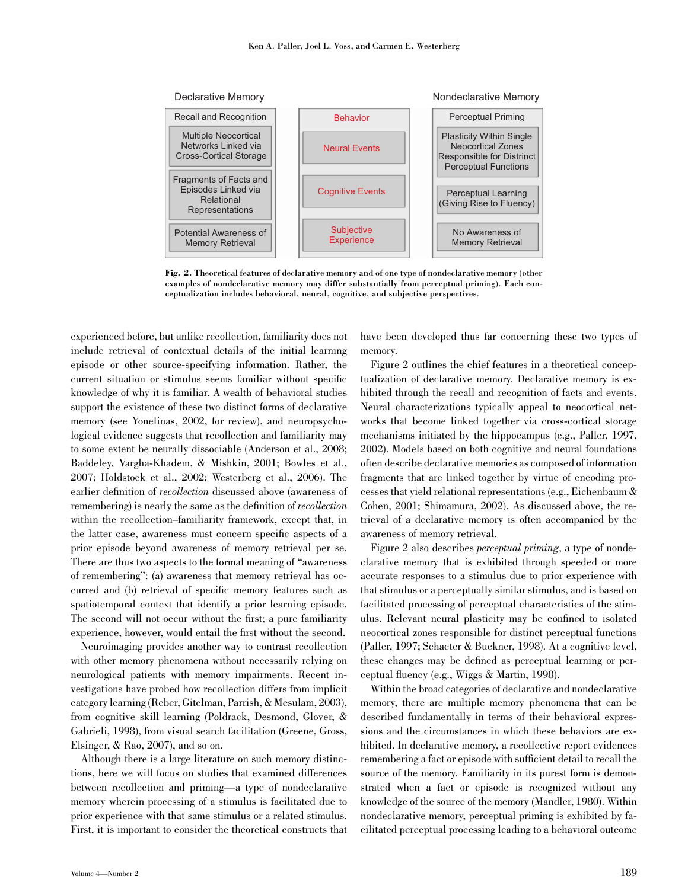| Declarative Memory | | Nondeclarative Memory |
|---|---|---|
| Recall and Recognition | Behavior | Perceptual Priming |
| Multiple Neocortical Networks Linked via Cross-Cortical Storage | Neural Events | Plasticity Within Single Neocortical Zones Responsible for Distrinct Perceptual Functions |
| Fragments of Facts and Episodes Linked via Relational Representations | Cognitive Events | Perceptual Learning (Giving Rise to Fluency) |
| Potential Awareness of Memory Retrieval | Subjective Experience | No Awareness of Memory Retrieval |

**Fig. 2.** Theoretical features of declarative memory and of one type of nondeclarative memory (other examples of nondeclarative memory may differ substantially from perceptual priming). Each conceptualization includes behavioral, neural, cognitive, and subjective perspectives.

experienced before, but unlike recollection, familiarity does not include retrieval of contextual details of the initial learning episode or other source-specifying information. Rather, the current situation or stimulus seems familiar without specific knowledge of why it is familiar. A wealth of behavioral studies support the existence of these two distinct forms of declarative memory (see Yonelinas, 2002, for review), and neuropsychological evidence suggests that recollection and familiarity may to some extent be neurally dissociable (Anderson et al., 2008; Baddeley, Vargha-Khadem, & Mishkin, 2001; Bowles et al., 2007; Holdstock et al., 2002; Westerberg et al., 2006). The earlier definition of *recollection* discussed above (awareness of remembering) is nearly the same as the definition of *recollection* within the recollection–familiarity framework, except that, in the latter case, awareness must concern specific aspects of a prior episode beyond awareness of memory retrieval per se. There are thus two aspects to the formal meaning of "awareness of remembering": (a) awareness that memory retrieval has occurred and (b) retrieval of specific memory features such as spatiotemporal context that identify a prior learning episode. The second will not occur without the first; a pure familiarity experience, however, would entail the first without the second.

Neuroimaging provides another way to contrast recollection with other memory phenomena without necessarily relying on neurological patients with memory impairments. Recent investigations have probed how recollection differs from implicit category learning (Reber, Gitelman, Parrish, & Mesulam, 2003), from cognitive skill learning (Poldrack, Desmond, Glover, & Gabrieli, 1998), from visual search facilitation (Greene, Gross, Elsinger, & Rao, 2007), and so on.

Although there is a large literature on such memory distinctions, here we will focus on studies that examined differences between recollection and priming—a type of nondeclarative memory wherein processing of a stimulus is facilitated due to prior experience with that same stimulus or a related stimulus. First, it is important to consider the theoretical constructs that have been developed thus far concerning these two types of memory.

Figure 2 outlines the chief features in a theoretical conceptualization of declarative memory. Declarative memory is exhibited through the recall and recognition of facts and events. Neural characterizations typically appeal to neocortical networks that become linked together via cross-cortical storage mechanisms initiated by the hippocampus (e.g., Paller, 1997, 2002). Models based on both cognitive and neural foundations often describe declarative memories as composed of information fragments that are linked together by virtue of encoding processes that yield relational representations (e.g., Eichenbaum & Cohen, 2001; Shimamura, 2002). As discussed above, the retrieval of a declarative memory is often accompanied by the awareness of memory retrieval.

Figure 2 also describes *perceptual priming*, a type of nondeclarative memory that is exhibited through speeded or more accurate responses to a stimulus due to prior experience with that stimulus or a perceptually similar stimulus, and is based on facilitated processing of perceptual characteristics of the stimulus. Relevant neural plasticity may be confined to isolated neocortical zones responsible for distinct perceptual functions (Paller, 1997; Schacter & Buckner, 1998). At a cognitive level, these changes may be defined as perceptual learning or perceptual fluency (e.g., Wiggs & Martin, 1998).

Within the broad categories of declarative and nondeclarative memory, there are multiple memory phenomena that can be described fundamentally in terms of their behavioral expressions and the circumstances in which these behaviors are exhibited. In declarative memory, a recollective report evidences remembering a fact or episode with sufficient detail to recall the source of the memory. Familiarity in its purest form is demonstrated when a fact or episode is recognized without any knowledge of the source of the memory (Mandler, 1980). Within nondeclarative memory, perceptual priming is exhibited by facilitated perceptual processing leading to a behavioral outcome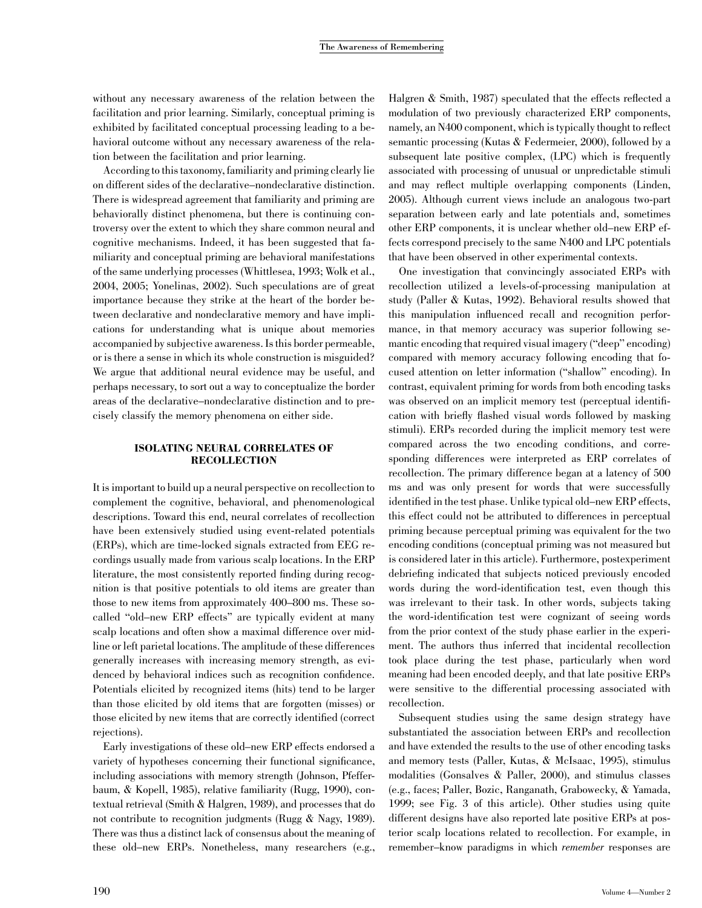without any necessary awareness of the relation between the facilitation and prior learning. Similarly, conceptual priming is exhibited by facilitated conceptual processing leading to a behavioral outcome without any necessary awareness of the relation between the facilitation and prior learning.

According to this taxonomy, familiarity and priming clearly lie on different sides of the declarative–nondeclarative distinction. There is widespread agreement that familiarity and priming are behaviorally distinct phenomena, but there is continuing controversy over the extent to which they share common neural and cognitive mechanisms. Indeed, it has been suggested that familiarity and conceptual priming are behavioral manifestations of the same underlying processes (Whittlesea, 1993; Wolk et al., 2004, 2005; Yonelinas, 2002). Such speculations are of great importance because they strike at the heart of the border between declarative and nondeclarative memory and have implications for understanding what is unique about memories accompanied by subjective awareness. Is this border permeable, or is there a sense in which its whole construction is misguided? We argue that additional neural evidence may be useful, and perhaps necessary, to sort out a way to conceptualize the border areas of the declarative–nondeclarative distinction and to precisely classify the memory phenomena on either side.

## ISOLATING NEURAL CORRELATES OF RECOLLECTION

It is important to build up a neural perspective on recollection to complement the cognitive, behavioral, and phenomenological descriptions. Toward this end, neural correlates of recollection have been extensively studied using event-related potentials (ERPs), which are time-locked signals extracted from EEG recordings usually made from various scalp locations. In the ERP literature, the most consistently reported finding during recognition is that positive potentials to old items are greater than those to new items from approximately 400–800 ms. These so-called "old–new ERP effects" are typically evident at many scalp locations and often show a maximal difference over midline or left parietal locations. The amplitude of these differences generally increases with increasing memory strength, as evidenced by behavioral indices such as recognition confidence. Potentials elicited by recognized items (hits) tend to be larger than those elicited by old items that are forgotten (misses) or those elicited by new items that are correctly identified (correct rejections).

Early investigations of these old–new ERP effects endorsed a variety of hypotheses concerning their functional significance, including associations with memory strength (Johnson, Pfefferbaum, & Kopell, 1985), relative familiarity (Rugg, 1990), contextual retrieval (Smith & Halgren, 1989), and processes that do not contribute to recognition judgments (Rugg & Nagy, 1989). There was thus a distinct lack of consensus about the meaning of these old–new ERPs. Nonetheless, many researchers (e.g., Halgren & Smith, 1987) speculated that the effects reflected a modulation of two previously characterized ERP components, namely, an N400 component, which is typically thought to reflect semantic processing (Kutas & Federmeier, 2000), followed by a subsequent late positive complex, (LPC) which is frequently associated with processing of unusual or unpredictable stimuli and may reflect multiple overlapping components (Linden, 2005). Although current views include an analogous two-part separation between early and late potentials and, sometimes other ERP components, it is unclear whether old–new ERP effects correspond precisely to the same N400 and LPC potentials that have been observed in other experimental contexts.

One investigation that convincingly associated ERPs with recollection utilized a levels-of-processing manipulation at study (Paller & Kutas, 1992). Behavioral results showed that this manipulation influenced recall and recognition performance, in that memory accuracy was superior following semantic encoding that required visual imagery ("deep" encoding) compared with memory accuracy following encoding that focused attention on letter information ("shallow" encoding). In contrast, equivalent priming for words from both encoding tasks was observed on an implicit memory test (perceptual identification with briefly flashed visual words followed by masking stimuli). ERPs recorded during the implicit memory test were compared across the two encoding conditions, and corresponding differences were interpreted as ERP correlates of recollection. The primary difference began at a latency of 500 ms and was only present for words that were successfully identified in the test phase. Unlike typical old–new ERP effects, this effect could not be attributed to differences in perceptual priming because perceptual priming was equivalent for the two encoding conditions (conceptual priming was not measured but is considered later in this article). Furthermore, postexperiment debriefing indicated that subjects noticed previously encoded words during the word-identification test, even though this was irrelevant to their task. In other words, subjects taking the word-identification test were cognizant of seeing words from the prior context of the study phase earlier in the experiment. The authors thus inferred that incidental recollection took place during the test phase, particularly when word meaning had been encoded deeply, and that late positive ERPs were sensitive to the differential processing associated with recollection.

Subsequent studies using the same design strategy have substantiated the association between ERPs and recollection and have extended the results to the use of other encoding tasks and memory tests (Paller, Kutas, & McIsaac, 1995), stimulus modalities (Gonsalves & Paller, 2000), and stimulus classes (e.g., faces; Paller, Bozic, Ranganath, Grabowecky, & Yamada, 1999; see Fig. 3 of this article). Other studies using quite different designs have also reported late positive ERPs at posterior scalp locations related to recollection. For example, in remember–know paradigms in which *remember* responses are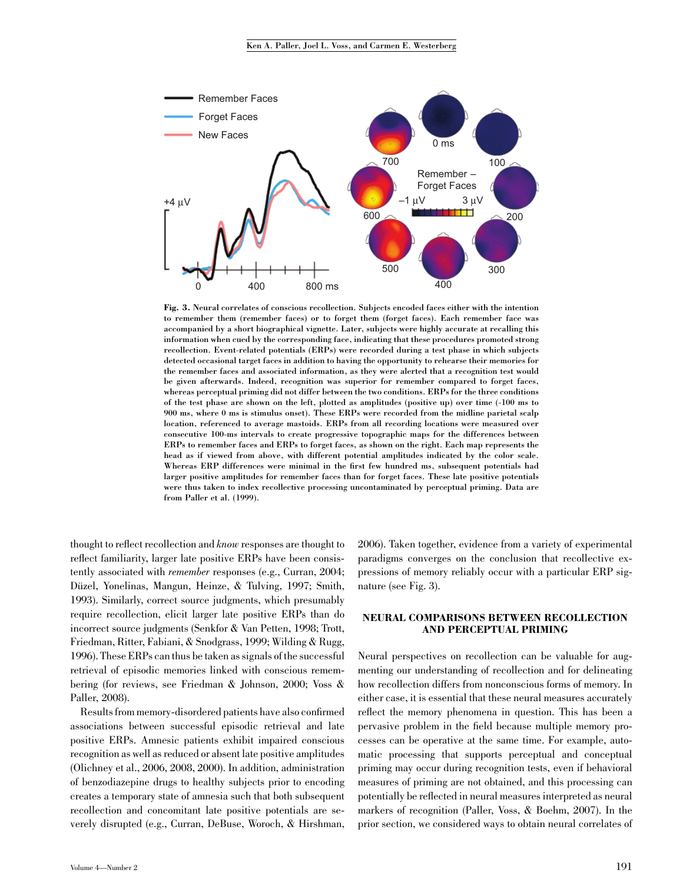Fig. 3. Neural correlates of conscious recollection. Subjects encoded faces either with the intention to remember them (remember faces) or to forget them (forget faces). Each remember face was accompanied by a short biographical vignette. Later, subjects were highly accurate at recalling this information when cued by the corresponding face, indicating that these procedures promoted strong recollection. Event-related potentials (ERPs) were recorded during a test phase in which subjects detected occasional target faces in addition to having the opportunity to rehearse their memories for the remember faces and associated information, as they were alerted that a recognition test would be given afterwards. Indeed, recognition was superior for remember compared to forget faces, whereas perceptual priming did not differ between the two conditions. ERPs for the three conditions of the test phase are shown on the left, plotted as amplitudes (positive up) over time (-100 ms to 900 ms, where 0 ms is stimulus onset). These ERPs were recorded from the midline parietal scalp location, referenced to average mastoids. ERPs from all recording locations were measured over consecutive 100-ms intervals to create progressive topographic maps for the differences between ERPs to remember faces and ERPs to forget faces, as shown on the right. Each map represents the head as if viewed from above, with different potential amplitudes indicated by the color scale. Whereas ERP differences were minimal in the first few hundred ms, subsequent potentials had larger positive amplitudes for remember faces than for forget faces. These late positive potentials were thus taken to index recollective processing uncontaminated by perceptual priming. Data are from Paller et al. (1999).

thought to reflect recollection and *know* responses are thought to reflect familiarity, larger late positive ERPs have been consistently associated with *remember* responses (e.g., Curran, 2004; Düzel, Yonelinas, Mangun, Heinze, & Tulving, 1997; Smith, 1993). Similarly, correct source judgments, which presumably require recollection, elicit larger late positive ERPs than do incorrect source judgments (Senkfor & Van Petten, 1998; Trott, Friedman, Ritter, Fabiani, & Snodgrass, 1999; Wilding & Rugg, 1996). These ERPs can thus be taken as signals of the successful retrieval of episodic memories linked with conscious remembering (for reviews, see Friedman & Johnson, 2000; Voss & Paller, 2008).

Results from memory-disordered patients have also confirmed associations between successful episodic retrieval and late positive ERPs. Amnesic patients exhibit impaired conscious recognition as well as reduced or absent late positive amplitudes (Olichney et al., 2006, 2008, 2000). In addition, administration of benzodiazepine drugs to healthy subjects prior to encoding creates a temporary state of amnesia such that both subsequent recollection and concomitant late positive potentials are severely disrupted (e.g., Curran, DeBuse, Woroch, & Hirshman, 2006). Taken together, evidence from a variety of experimental paradigms converges on the conclusion that recollective expressions of memory reliably occur with a particular ERP signature (see Fig. 3).

## NEURAL COMPARISONS BETWEEN RECOLLECTION AND PERCEPTUAL PRIMING

Neural perspectives on recollection can be valuable for augmenting our understanding of recollection and for delineating how recollection differs from nonconscious forms of memory. In either case, it is essential that these neural measures accurately reflect the memory phenomena in question. This has been a pervasive problem in the field because multiple memory processes can be operative at the same time. For example, automatic processing that supports perceptual and conceptual priming may occur during recognition tests, even if behavioral measures of priming are not obtained, and this processing can potentially be reflected in neural measures interpreted as neural markers of recognition (Paller, Voss, & Boehm, 2007). In the prior section, we considered ways to obtain neural correlates of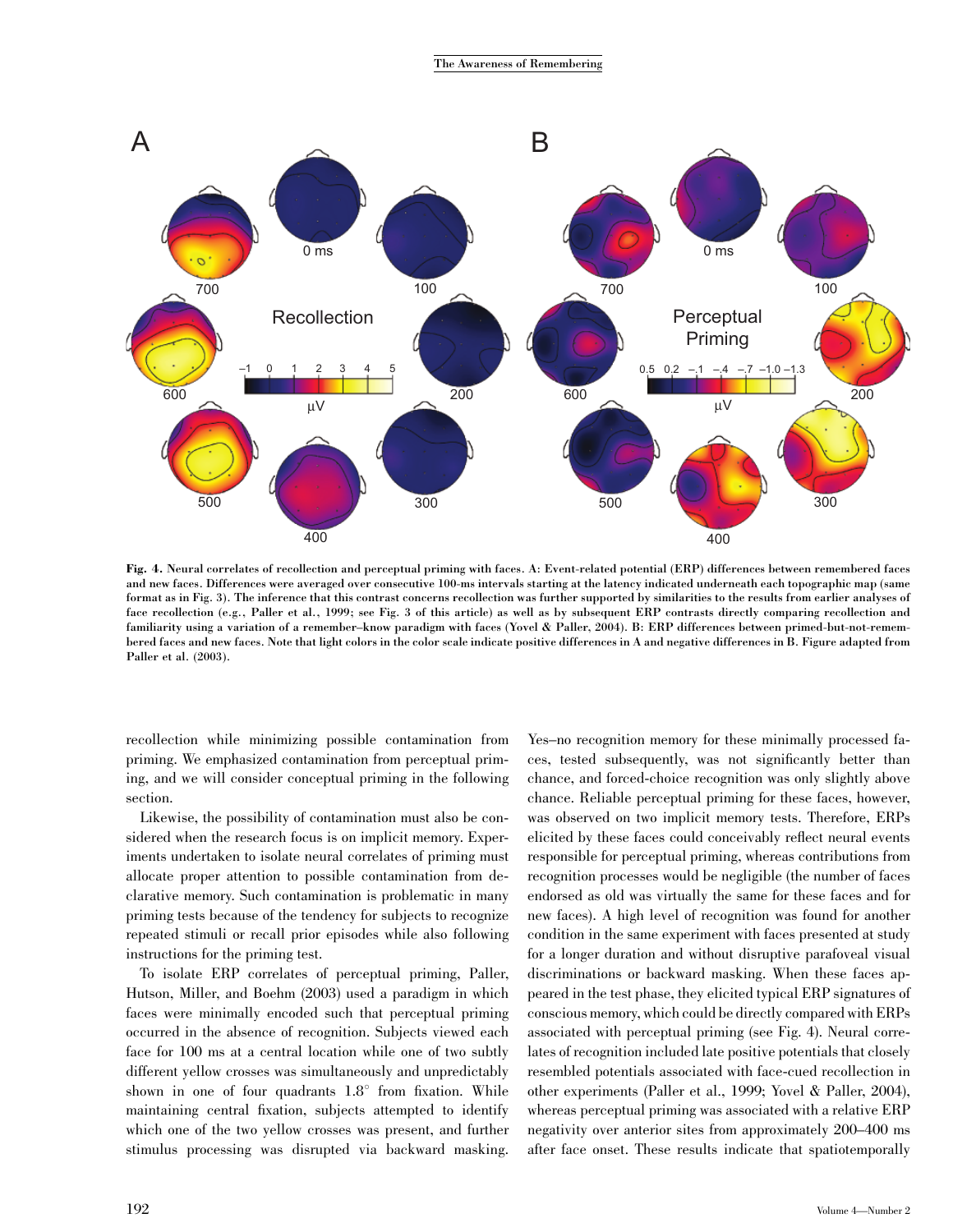**Fig. 4.** Neural correlates of recollection and perceptual priming with faces. A: Event-related potential (ERP) differences between remembered faces and new faces. Differences were averaged over consecutive 100-ms intervals starting at the latency indicated underneath each topographic map (same format as in Fig. 3). The inference that this contrast concerns recollection was further supported by similarities to the results from earlier analyses of face recollection (e.g., Paller et al., 1999; see Fig. 3 of this article) as well as by subsequent ERP contrasts directly comparing recollection and familiarity using a variation of a remember–know paradigm with faces (Yovel & Paller, 2004). B: ERP differences between primed-but-not-remembered faces and new faces. Note that light colors in the color scale indicate positive differences in A and negative differences in B. Figure adapted from Paller et al. (2003).

recollection while minimizing possible contamination from priming. We emphasized contamination from perceptual priming, and we will consider conceptual priming in the following section.

Likewise, the possibility of contamination must also be considered when the research focus is on implicit memory. Experiments undertaken to isolate neural correlates of priming must allocate proper attention to possible contamination from declarative memory. Such contamination is problematic in many priming tests because of the tendency for subjects to recognize repeated stimuli or recall prior episodes while also following instructions for the priming test.

To isolate ERP correlates of perceptual priming, Paller, Hutson, Miller, and Boehm (2003) used a paradigm in which faces were minimally encoded such that perceptual priming occurred in the absence of recognition. Subjects viewed each face for 100 ms at a central location while one of two subtly different yellow crosses was simultaneously and unpredictably shown in one of four quadrants 1.8° from fixation. While maintaining central fixation, subjects attempted to identify which one of the two yellow crosses was present, and further stimulus processing was disrupted via backward masking. Yes–no recognition memory for these minimally processed faces, tested subsequently, was not significantly better than chance, and forced-choice recognition was only slightly above chance. Reliable perceptual priming for these faces, however, was observed on two implicit memory tests. Therefore, ERPs elicited by these faces could conceivably reflect neural events responsible for perceptual priming, whereas contributions from recognition processes would be negligible (the number of faces endorsed as old was virtually the same for these faces and for new faces). A high level of recognition was found for another condition in the same experiment with faces presented at study for a longer duration and without disruptive parafoveal visual discriminations or backward masking. When these faces appeared in the test phase, they elicited typical ERP signatures of conscious memory, which could be directly compared with ERPs associated with perceptual priming (see Fig. 4). Neural correlates of recognition included late positive potentials that closely resembled potentials associated with face-cued recollection in other experiments (Paller et al., 1999; Yovel & Paller, 2004), whereas perceptual priming was associated with a relative ERP negativity over anterior sites from approximately 200–400 ms after face onset. These results indicate that spatiotemporally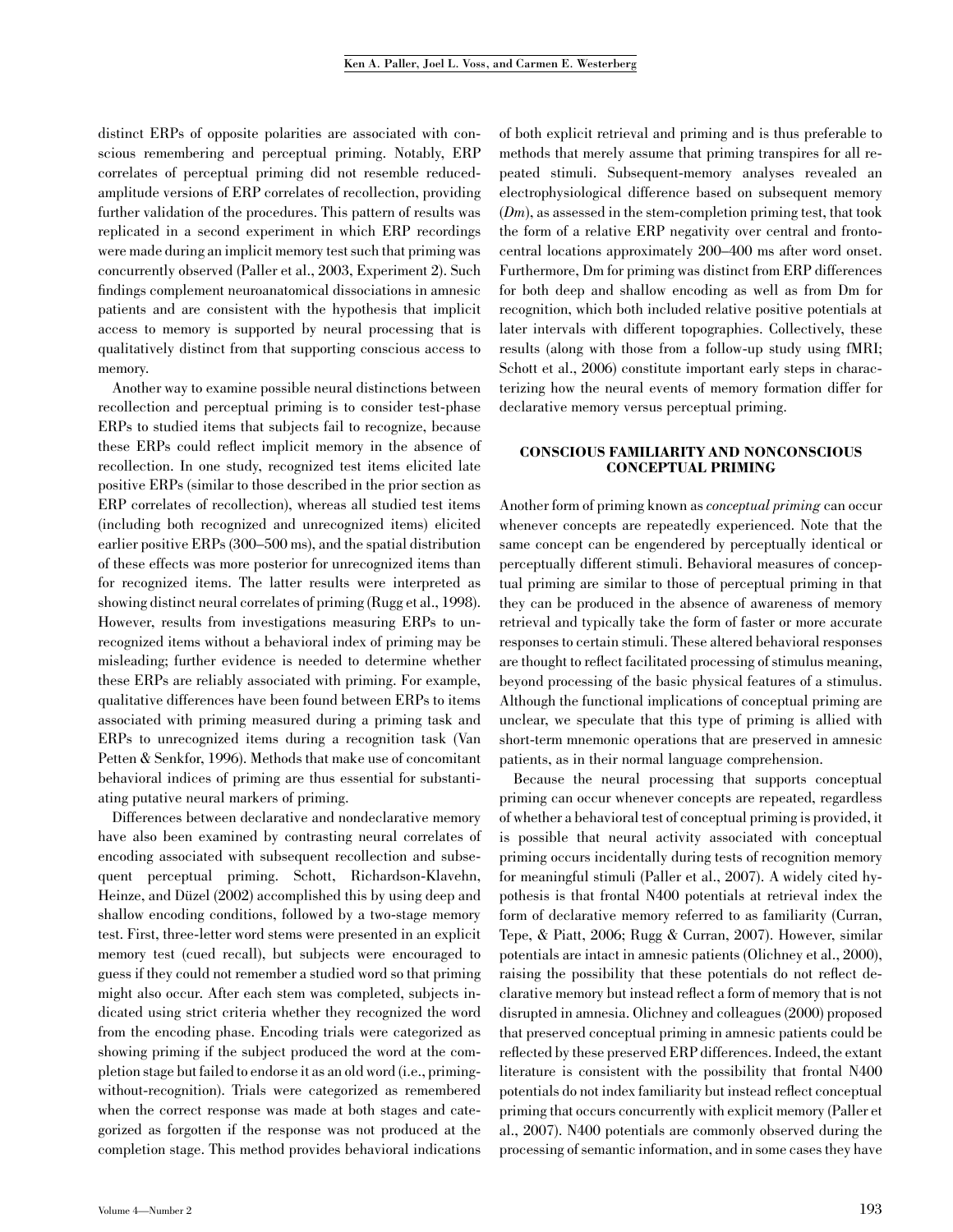distinct ERPs of opposite polarities are associated with conscious remembering and perceptual priming. Notably, ERP correlates of perceptual priming did not resemble reduced-amplitude versions of ERP correlates of recollection, providing further validation of the procedures. This pattern of results was replicated in a second experiment in which ERP recordings were made during an implicit memory test such that priming was concurrently observed (Paller et al., 2003, Experiment 2). Such findings complement neuroanatomical dissociations in amnesic patients and are consistent with the hypothesis that implicit access to memory is supported by neural processing that is qualitatively distinct from that supporting conscious access to memory.

Another way to examine possible neural distinctions between recollection and perceptual priming is to consider test-phase ERPs to studied items that subjects fail to recognize, because these ERPs could reflect implicit memory in the absence of recollection. In one study, recognized test items elicited late positive ERPs (similar to those described in the prior section as ERP correlates of recollection), whereas all studied test items (including both recognized and unrecognized items) elicited earlier positive ERPs (300–500 ms), and the spatial distribution of these effects was more posterior for unrecognized items than for recognized items. The latter results were interpreted as showing distinct neural correlates of priming (Rugg et al., 1998). However, results from investigations measuring ERPs to unrecognized items without a behavioral index of priming may be misleading; further evidence is needed to determine whether these ERPs are reliably associated with priming. For example, qualitative differences have been found between ERPs to items associated with priming measured during a priming task and ERPs to unrecognized items during a recognition task (Van Petten & Senkfor, 1996). Methods that make use of concomitant behavioral indices of priming are thus essential for substantiating putative neural markers of priming.

Differences between declarative and nondeclarative memory have also been examined by contrasting neural correlates of encoding associated with subsequent recollection and subsequent perceptual priming. Schott, Richardson-Klavehn, Heinze, and Düzel (2002) accomplished this by using deep and shallow encoding conditions, followed by a two-stage memory test. First, three-letter word stems were presented in an explicit memory test (cued recall), but subjects were encouraged to guess if they could not remember a studied word so that priming might also occur. After each stem was completed, subjects indicated using strict criteria whether they recognized the word from the encoding phase. Encoding trials were categorized as showing priming if the subject produced the word at the completion stage but failed to endorse it as an old word (i.e., priming-without-recognition). Trials were categorized as remembered when the correct response was made at both stages and categorized as forgotten if the response was not produced at the completion stage. This method provides behavioral indications of both explicit retrieval and priming and is thus preferable to methods that merely assume that priming transpires for all repeated stimuli. Subsequent-memory analyses revealed an electrophysiological difference based on subsequent memory (*Dm*), as assessed in the stem-completion priming test, that took the form of a relative ERP negativity over central and frontocentral locations approximately 200–400 ms after word onset. Furthermore, Dm for priming was distinct from ERP differences for both deep and shallow encoding as well as from Dm for recognition, which both included relative positive potentials at later intervals with different topographies. Collectively, these results (along with those from a follow-up study using fMRI; Schott et al., 2006) constitute important early steps in characterizing how the neural events of memory formation differ for declarative memory versus perceptual priming.

## CONSCIOUS FAMILIARITY AND NONCONSCIOUS CONCEPTUAL PRIMING

Another form of priming known as *conceptual priming* can occur whenever concepts are repeatedly experienced. Note that the same concept can be engendered by perceptually identical or perceptually different stimuli. Behavioral measures of conceptual priming are similar to those of perceptual priming in that they can be produced in the absence of awareness of memory retrieval and typically take the form of faster or more accurate responses to certain stimuli. These altered behavioral responses are thought to reflect facilitated processing of stimulus meaning, beyond processing of the basic physical features of a stimulus. Although the functional implications of conceptual priming are unclear, we speculate that this type of priming is allied with short-term mnemonic operations that are preserved in amnesic patients, as in their normal language comprehension.

Because the neural processing that supports conceptual priming can occur whenever concepts are repeated, regardless of whether a behavioral test of conceptual priming is provided, it is possible that neural activity associated with conceptual priming occurs incidentally during tests of recognition memory for meaningful stimuli (Paller et al., 2007). A widely cited hypothesis is that frontal N400 potentials at retrieval index the form of declarative memory referred to as familiarity (Curran, Tepe, & Piatt, 2006; Rugg & Curran, 2007). However, similar potentials are intact in amnesic patients (Olichney et al., 2000), raising the possibility that these potentials do not reflect declarative memory but instead reflect a form of memory that is not disrupted in amnesia. Olichney and colleagues (2000) proposed that preserved conceptual priming in amnesic patients could be reflected by these preserved ERP differences. Indeed, the extant literature is consistent with the possibility that frontal N400 potentials do not index familiarity but instead reflect conceptual priming that occurs concurrently with explicit memory (Paller et al., 2007). N400 potentials are commonly observed during the processing of semantic information, and in some cases they have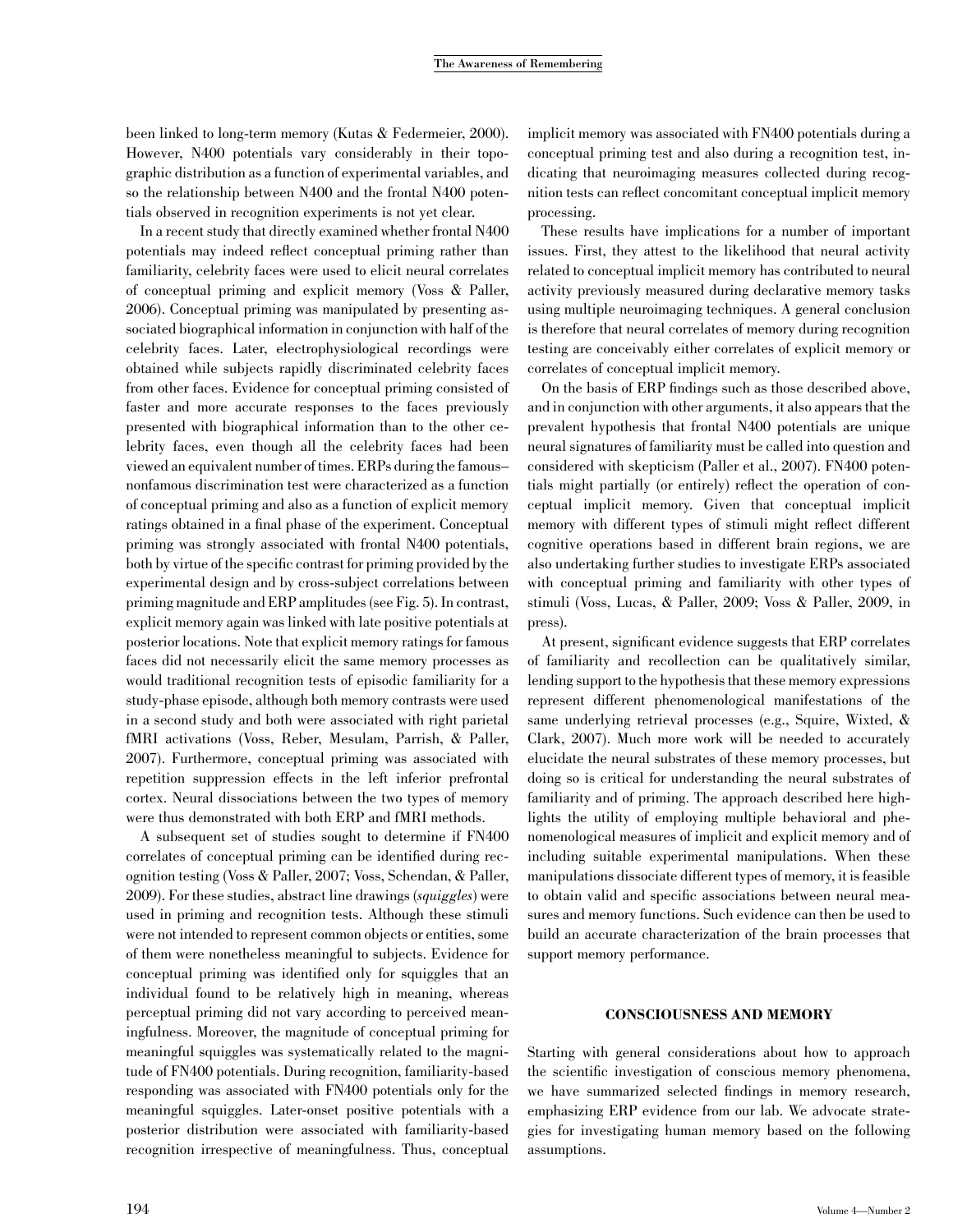been linked to long-term memory (Kutas & Federmeier, 2000). However, N400 potentials vary considerably in their topographic distribution as a function of experimental variables, and so the relationship between N400 and the frontal N400 potentials observed in recognition experiments is not yet clear.

In a recent study that directly examined whether frontal N400 potentials may indeed reflect conceptual priming rather than familiarity, celebrity faces were used to elicit neural correlates of conceptual priming and explicit memory (Voss & Paller, 2006). Conceptual priming was manipulated by presenting associated biographical information in conjunction with half of the celebrity faces. Later, electrophysiological recordings were obtained while subjects rapidly discriminated celebrity faces from other faces. Evidence for conceptual priming consisted of faster and more accurate responses to the faces previously presented with biographical information than to the other celebrity faces, even though all the celebrity faces had been viewed an equivalent number of times. ERPs during the famous–nonfamous discrimination test were characterized as a function of conceptual priming and also as a function of explicit memory ratings obtained in a final phase of the experiment. Conceptual priming was strongly associated with frontal N400 potentials, both by virtue of the specific contrast for priming provided by the experimental design and by cross-subject correlations between priming magnitude and ERP amplitudes (see Fig. 5). In contrast, explicit memory again was linked with late positive potentials at posterior locations. Note that explicit memory ratings for famous faces did not necessarily elicit the same memory processes as would traditional recognition tests of episodic familiarity for a study-phase episode, although both memory contrasts were used in a second study and both were associated with right parietal fMRI activations (Voss, Reber, Mesulam, Parrish, & Paller, 2007). Furthermore, conceptual priming was associated with repetition suppression effects in the left inferior prefrontal cortex. Neural dissociations between the two types of memory were thus demonstrated with both ERP and fMRI methods.

A subsequent set of studies sought to determine if FN400 correlates of conceptual priming can be identified during recognition testing (Voss & Paller, 2007; Voss, Schendan, & Paller, 2009). For these studies, abstract line drawings (*squiggles*) were used in priming and recognition tests. Although these stimuli were not intended to represent common objects or entities, some of them were nonetheless meaningful to subjects. Evidence for conceptual priming was identified only for squiggles that an individual found to be relatively high in meaning, whereas perceptual priming did not vary according to perceived meaningfulness. Moreover, the magnitude of conceptual priming for meaningful squiggles was systematically related to the magnitude of FN400 potentials. During recognition, familiarity-based responding was associated with FN400 potentials only for the meaningful squiggles. Later-onset positive potentials with a posterior distribution were associated with familiarity-based recognition irrespective of meaningfulness. Thus, conceptual implicit memory was associated with FN400 potentials during a conceptual priming test and also during a recognition test, indicating that neuroimaging measures collected during recognition tests can reflect concomitant conceptual implicit memory processing.

These results have implications for a number of important issues. First, they attest to the likelihood that neural activity related to conceptual implicit memory has contributed to neural activity previously measured during declarative memory tasks using multiple neuroimaging techniques. A general conclusion is therefore that neural correlates of memory during recognition testing are conceivably either correlates of explicit memory or correlates of conceptual implicit memory.

On the basis of ERP findings such as those described above, and in conjunction with other arguments, it also appears that the prevalent hypothesis that frontal N400 potentials are unique neural signatures of familiarity must be called into question and considered with skepticism (Paller et al., 2007). FN400 potentials might partially (or entirely) reflect the operation of conceptual implicit memory. Given that conceptual implicit memory with different types of stimuli might reflect different cognitive operations based in different brain regions, we are also undertaking further studies to investigate ERPs associated with conceptual priming and familiarity with other types of stimuli (Voss, Lucas, & Paller, 2009; Voss & Paller, 2009, in press).

At present, significant evidence suggests that ERP correlates of familiarity and recollection can be qualitatively similar, lending support to the hypothesis that these memory expressions represent different phenomenological manifestations of the same underlying retrieval processes (e.g., Squire, Wixted, & Clark, 2007). Much more work will be needed to accurately elucidate the neural substrates of these memory processes, but doing so is critical for understanding the neural substrates of familiarity and of priming. The approach described here highlights the utility of employing multiple behavioral and phenomenological measures of implicit and explicit memory and of including suitable experimental manipulations. When these manipulations dissociate different types of memory, it is feasible to obtain valid and specific associations between neural measures and memory functions. Such evidence can then be used to build an accurate characterization of the brain processes that support memory performance.

## CONSCIOUSNESS AND MEMORY

Starting with general considerations about how to approach the scientific investigation of conscious memory phenomena, we have summarized selected findings in memory research, emphasizing ERP evidence from our lab. We advocate strategies for investigating human memory based on the following assumptions.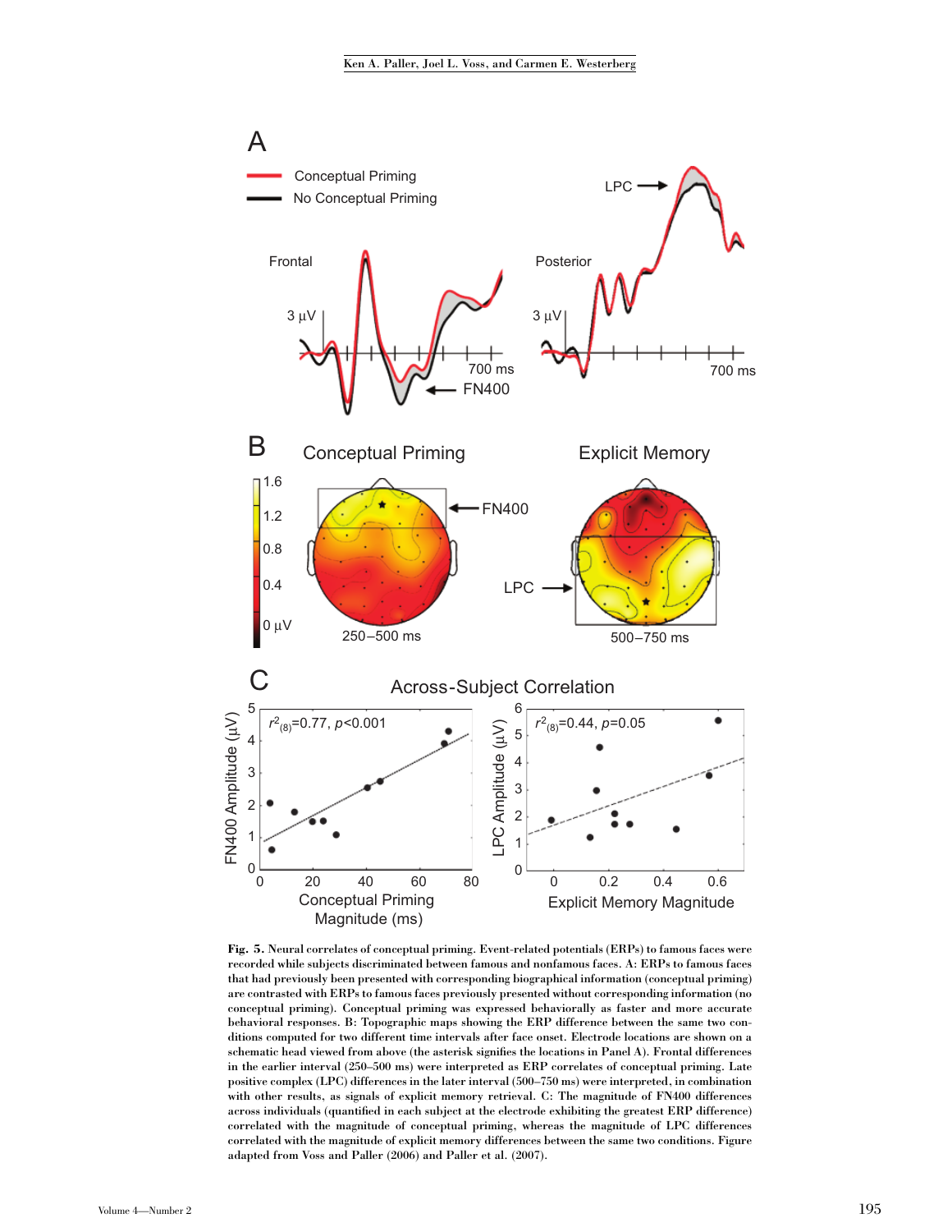**Fig. 5.** Neural correlates of conceptual priming. Event-related potentials (ERPs) to famous faces were recorded while subjects discriminated between famous and nonfamous faces. A: ERPs to famous faces that had previously been presented with corresponding biographical information (conceptual priming) are contrasted with ERPs to famous faces previously presented without corresponding information (no conceptual priming). Conceptual priming was expressed behaviorally as faster and more accurate behavioral responses. B: Topographic maps showing the ERP difference between the same two conditions computed for two different time intervals after face onset. Electrode locations are shown on a schematic head viewed from above (the asterisk signifies the locations in Panel A). Frontal differences in the earlier interval (250–500 ms) were interpreted as ERP correlates of conceptual priming. Late positive complex (LPC) differences in the later interval (500–750 ms) were interpreted, in combination with other results, as signals of explicit memory retrieval. C: The magnitude of FN400 differences across individuals (quantified in each subject at the electrode exhibiting the greatest ERP difference) correlated with the magnitude of conceptual priming, whereas the magnitude of LPC differences correlated with the magnitude of explicit memory differences between the same two conditions. Figure adapted from Voss and Paller (2006) and Paller et al. (2007).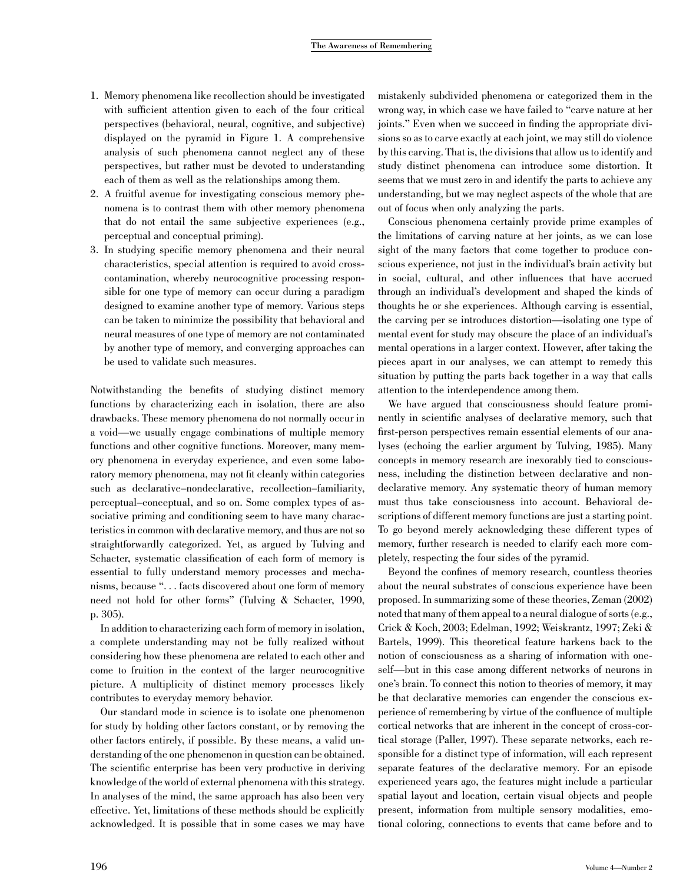1. Memory phenomena like recollection should be investigated with sufficient attention given to each of the four critical perspectives (behavioral, neural, cognitive, and subjective) displayed on the pyramid in Figure 1. A comprehensive analysis of such phenomena cannot neglect any of these perspectives, but rather must be devoted to understanding each of them as well as the relationships among them.
2. A fruitful avenue for investigating conscious memory phenomena is to contrast them with other memory phenomena that do not entail the same subjective experiences (e.g., perceptual and conceptual priming).
3. In studying specific memory phenomena and their neural characteristics, special attention is required to avoid cross-contamination, whereby neurocognitive processing responsible for one type of memory can occur during a paradigm designed to examine another type of memory. Various steps can be taken to minimize the possibility that behavioral and neural measures of one type of memory are not contaminated by another type of memory, and converging approaches can be used to validate such measures.

Notwithstanding the benefits of studying distinct memory functions by characterizing each in isolation, there are also drawbacks. These memory phenomena do not normally occur in a void—we usually engage combinations of multiple memory functions and other cognitive functions. Moreover, many memory phenomena in everyday experience, and even some laboratory memory phenomena, may not fit cleanly within categories such as declarative–nondeclarative, recollection–familiarity, perceptual–conceptual, and so on. Some complex types of associative priming and conditioning seem to have many characteristics in common with declarative memory, and thus are not so straightforwardly categorized. Yet, as argued by Tulving and Schacter, systematic classification of each form of memory is essential to fully understand memory processes and mechanisms, because ". . . facts discovered about one form of memory need not hold for other forms" (Tulving & Schacter, 1990, p. 305).

In addition to characterizing each form of memory in isolation, a complete understanding may not be fully realized without considering how these phenomena are related to each other and come to fruition in the context of the larger neurocognitive picture. A multiplicity of distinct memory processes likely contributes to everyday memory behavior.

Our standard mode in science is to isolate one phenomenon for study by holding other factors constant, or by removing the other factors entirely, if possible. By these means, a valid understanding of the one phenomenon in question can be obtained. The scientific enterprise has been very productive in deriving knowledge of the world of external phenomena with this strategy. In analyses of the mind, the same approach has also been very effective. Yet, limitations of these methods should be explicitly acknowledged. It is possible that in some cases we may have mistakenly subdivided phenomena or categorized them in the wrong way, in which case we have failed to "carve nature at her joints." Even when we succeed in finding the appropriate divisions so as to carve exactly at each joint, we may still do violence by this carving. That is, the divisions that allow us to identify and study distinct phenomena can introduce some distortion. It seems that we must zero in and identify the parts to achieve any understanding, but we may neglect aspects of the whole that are out of focus when only analyzing the parts.

Conscious phenomena certainly provide prime examples of the limitations of carving nature at her joints, as we can lose sight of the many factors that come together to produce conscious experience, not just in the individual's brain activity but in social, cultural, and other influences that have accrued through an individual's development and shaped the kinds of thoughts he or she experiences. Although carving is essential, the carving per se introduces distortion—isolating one type of mental event for study may obscure the place of an individual's mental operations in a larger context. However, after taking the pieces apart in our analyses, we can attempt to remedy this situation by putting the parts back together in a way that calls attention to the interdependence among them.

We have argued that consciousness should feature prominently in scientific analyses of declarative memory, such that first-person perspectives remain essential elements of our analyses (echoing the earlier argument by Tulving, 1985). Many concepts in memory research are inexorably tied to consciousness, including the distinction between declarative and nondeclarative memory. Any systematic theory of human memory must thus take consciousness into account. Behavioral descriptions of different memory functions are just a starting point. To go beyond merely acknowledging these different types of memory, further research is needed to clarify each more completely, respecting the four sides of the pyramid.

Beyond the confines of memory research, countless theories about the neural substrates of conscious experience have been proposed. In summarizing some of these theories, Zeman (2002) noted that many of them appeal to a neural dialogue of sorts (e.g., Crick & Koch, 2003; Edelman, 1992; Weiskrantz, 1997; Zeki & Bartels, 1999). This theoretical feature harkens back to the notion of consciousness as a sharing of information with oneself—but in this case among different networks of neurons in one's brain. To connect this notion to theories of memory, it may be that declarative memories can engender the conscious experience of remembering by virtue of the confluence of multiple cortical networks that are inherent in the concept of cross-cortical storage (Paller, 1997). These separate networks, each responsible for a distinct type of information, will each represent separate features of the declarative memory. For an episode experienced years ago, the features might include a particular spatial layout and location, certain visual objects and people present, information from multiple sensory modalities, emotional coloring, connections to events that came before and to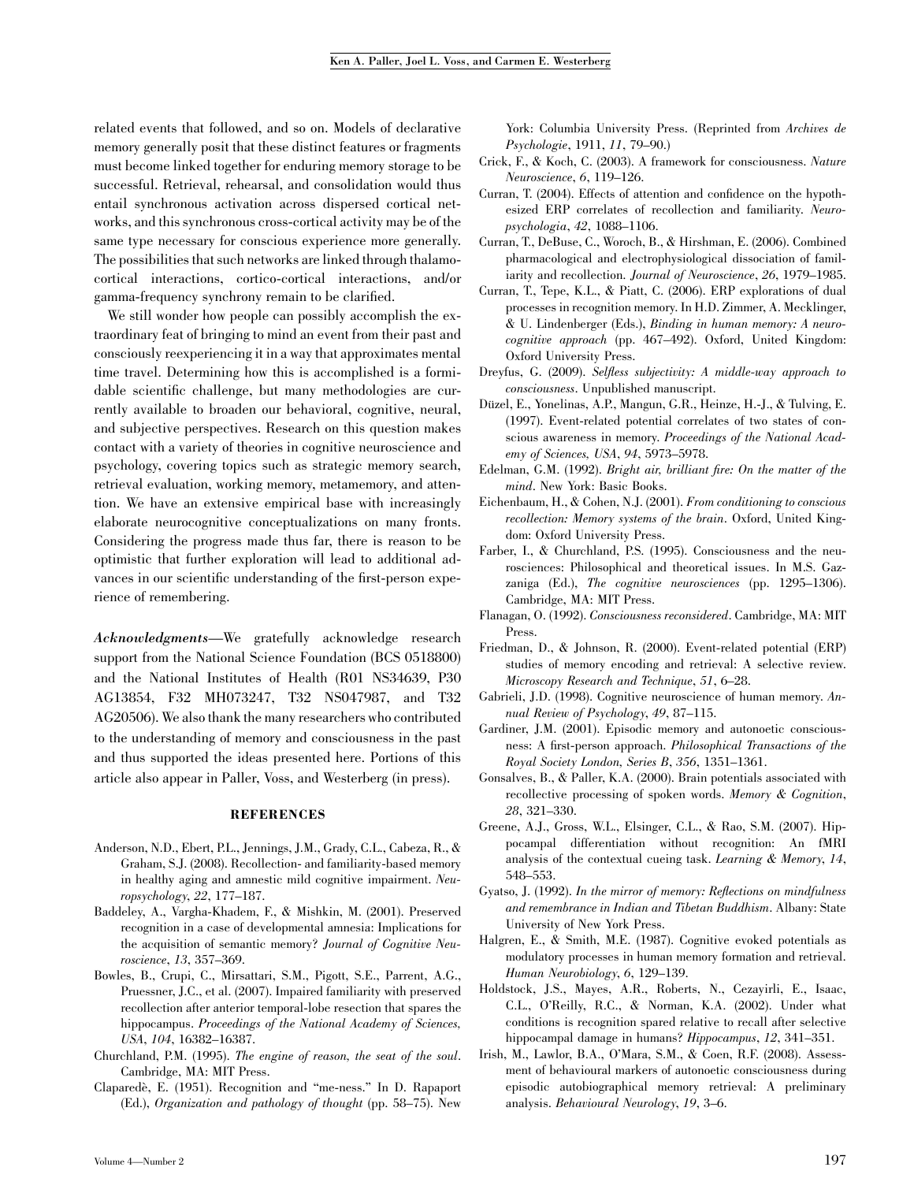related events that followed, and so on. Models of declarative memory generally posit that these distinct features or fragments must become linked together for enduring memory storage to be successful. Retrieval, rehearsal, and consolidation would thus entail synchronous activation across dispersed cortical networks, and this synchronous cross-cortical activity may be of the same type necessary for conscious experience more generally. The possibilities that such networks are linked through thalamocortical interactions, cortico-cortical interactions, and/or gamma-frequency synchrony remain to be clarified.

We still wonder how people can possibly accomplish the extraordinary feat of bringing to mind an event from their past and consciously reexperiencing it in a way that approximates mental time travel. Determining how this is accomplished is a formidable scientific challenge, but many methodologies are currently available to broaden our behavioral, cognitive, neural, and subjective perspectives. Research on this question makes contact with a variety of theories in cognitive neuroscience and psychology, covering topics such as strategic memory search, retrieval evaluation, working memory, metamemory, and attention. We have an extensive empirical base with increasingly elaborate neurocognitive conceptualizations on many fronts. Considering the progress made thus far, there is reason to be optimistic that further exploration will lead to additional advances in our scientific understanding of the first-person experience of remembering.

***Acknowledgments***—We gratefully acknowledge research support from the National Science Foundation (BCS 0518800) and the National Institutes of Health (R01 NS34639, P30 AG13854, F32 MH073247, T32 NS047987, and T32 AG20506). We also thank the many researchers who contributed to the understanding of memory and consciousness in the past and thus supported the ideas presented here. Portions of this article also appear in Paller, Voss, and Westerberg (in press).

## REFERENCES

Anderson, N.D., Ebert, P.L., Jennings, J.M., Grady, C.L., Cabeza, R., & Graham, S.J. (2008). Recollection- and familiarity-based memory in healthy aging and amnestic mild cognitive impairment. *Neuropsychology*, *22*, 177–187.

Baddeley, A., Vargha-Khadem, F., & Mishkin, M. (2001). Preserved recognition in a case of developmental amnesia: Implications for the acquisition of semantic memory? *Journal of Cognitive Neuroscience*, *13*, 357–369.

Bowles, B., Crupi, C., Mirsattari, S.M., Pigott, S.E., Parrent, A.G., Pruessner, J.C., et al. (2007). Impaired familiarity with preserved recollection after anterior temporal-lobe resection that spares the hippocampus. *Proceedings of the National Academy of Sciences, USA*, *104*, 16382–16387.

Churchland, P.M. (1995). *The engine of reason, the seat of the soul*. Cambridge, MA: MIT Press.

Claparedè, E. (1951). Recognition and "me-ness." In D. Rapaport (Ed.), *Organization and pathology of thought* (pp. 58–75). New York: Columbia University Press. (Reprinted from *Archives de Psychologie*, 1911, *11*, 79–90.)

Crick, F., & Koch, C. (2003). A framework for consciousness. *Nature Neuroscience*, *6*, 119–126.

Curran, T. (2004). Effects of attention and confidence on the hypothesized ERP correlates of recollection and familiarity. *Neuropsychologia*, *42*, 1088–1106.

Curran, T., DeBuse, C., Woroch, B., & Hirshman, E. (2006). Combined pharmacological and electrophysiological dissociation of familiarity and recollection. *Journal of Neuroscience*, *26*, 1979–1985.

Curran, T., Tepe, K.L., & Piatt, C. (2006). ERP explorations of dual processes in recognition memory. In H.D. Zimmer, A. Mecklinger, & U. Lindenberger (Eds.), *Binding in human memory: A neurocognitive approach* (pp. 467–492). Oxford, United Kingdom: Oxford University Press.

Dreyfus, G. (2009). *Selfless subjectivity: A middle-way approach to consciousness*. Unpublished manuscript.

Düzel, E., Yonelinas, A.P., Mangun, G.R., Heinze, H.-J., & Tulving, E. (1997). Event-related potential correlates of two states of conscious awareness in memory. *Proceedings of the National Academy of Sciences, USA*, *94*, 5973–5978.

Edelman, G.M. (1992). *Bright air, brilliant fire: On the matter of the mind*. New York: Basic Books.

Eichenbaum, H., & Cohen, N.J. (2001). *From conditioning to conscious recollection: Memory systems of the brain*. Oxford, United Kingdom: Oxford University Press.

Farber, I., & Churchland, P.S. (1995). Consciousness and the neurosciences: Philosophical and theoretical issues. In M.S. Gazzaniga (Ed.), *The cognitive neurosciences* (pp. 1295–1306). Cambridge, MA: MIT Press.

Flanagan, O. (1992). *Consciousness reconsidered*. Cambridge, MA: MIT Press.

Friedman, D., & Johnson, R. (2000). Event-related potential (ERP) studies of memory encoding and retrieval: A selective review. *Microscopy Research and Technique*, *51*, 6–28.

Gabrieli, J.D. (1998). Cognitive neuroscience of human memory. *Annual Review of Psychology*, *49*, 87–115.

Gardiner, J.M. (2001). Episodic memory and autonoetic consciousness: A first-person approach. *Philosophical Transactions of the Royal Society London, Series B*, *356*, 1351–1361.

Gonsalves, B., & Paller, K.A. (2000). Brain potentials associated with recollective processing of spoken words. *Memory & Cognition*, *28*, 321–330.

Greene, A.J., Gross, W.L., Elsinger, C.L., & Rao, S.M. (2007). Hippocampal differentiation without recognition: An fMRI analysis of the contextual cueing task. *Learning & Memory*, *14*, 548–553.

Gyatso, J. (1992). *In the mirror of memory: Reflections on mindfulness and remembrance in Indian and Tibetan Buddhism*. Albany: State University of New York Press.

Halgren, E., & Smith, M.E. (1987). Cognitive evoked potentials as modulatory processes in human memory formation and retrieval. *Human Neurobiology*, *6*, 129–139.

Holdstock, J.S., Mayes, A.R., Roberts, N., Cezayirli, E., Isaac, C.L., O'Reilly, R.C., & Norman, K.A. (2002). Under what conditions is recognition spared relative to recall after selective hippocampal damage in humans? *Hippocampus*, *12*, 341–351.

Irish, M., Lawlor, B.A., O'Mara, S.M., & Coen, R.F. (2008). Assessment of behavioural markers of autonoetic consciousness during episodic autobiographical memory retrieval: A preliminary analysis. *Behavioural Neurology*, *19*, 3–6.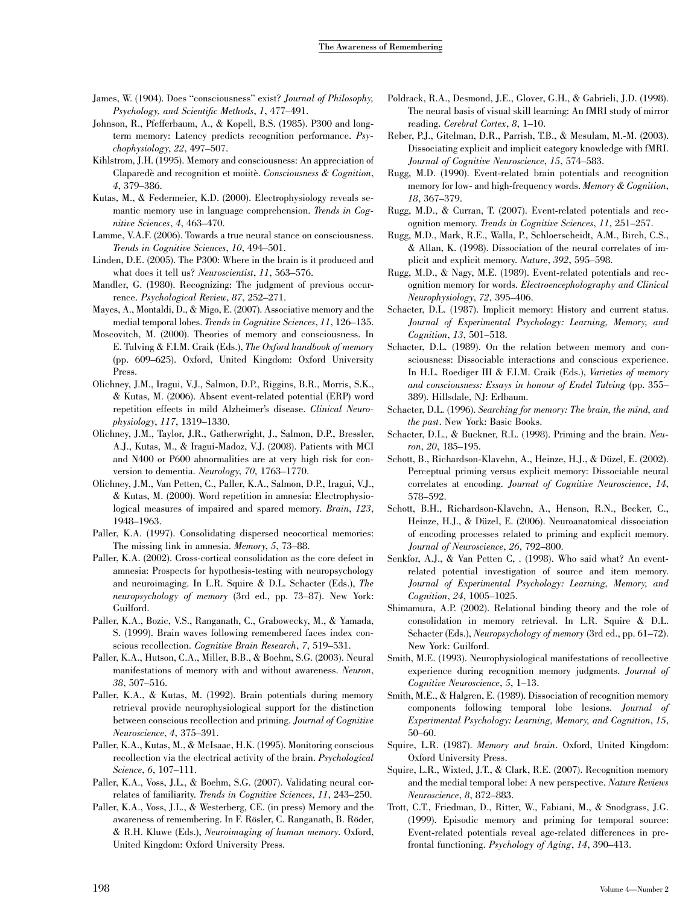James, W. (1904). Does "consciousness" exist? *Journal of Philosophy, Psychology, and Scientific Methods*, *1*, 477–491.

Johnson, R., Pfefferbaum, A., & Kopell, B.S. (1985). P300 and long-term memory: Latency predicts recognition performance. *Psychophysiology*, *22*, 497–507.

Kihlstrom, J.H. (1995). Memory and consciousness: An appreciation of Claparedè and recognition et moiitè. *Consciousness & Cognition*, *4*, 379–386.

Kutas, M., & Federmeier, K.D. (2000). Electrophysiology reveals semantic memory use in language comprehension. *Trends in Cognitive Sciences*, *4*, 463–470.

Lamme, V.A.F. (2006). Towards a true neural stance on consciousness. *Trends in Cognitive Sciences*, *10*, 494–501.

Linden, D.E. (2005). The P300: Where in the brain is it produced and what does it tell us? *Neuroscientist*, *11*, 563–576.

Mandler, G. (1980). Recognizing: The judgment of previous occurrence. *Psychological Review*, *87*, 252–271.

Mayes, A., Montaldi, D., & Migo, E. (2007). Associative memory and the medial temporal lobes. *Trends in Cognitive Sciences*, *11*, 126–135.

Moscovitch, M. (2000). Theories of memory and consciousness. In E. Tulving & F.I.M. Craik (Eds.), *The Oxford handbook of memory* (pp. 609–625). Oxford, United Kingdom: Oxford University Press.

Olichney, J.M., Iragui, V.J., Salmon, D.P., Riggins, B.R., Morris, S.K., & Kutas, M. (2006). Absent event-related potential (ERP) word repetition effects in mild Alzheimer's disease. *Clinical Neurophysiology*, *117*, 1319–1330.

Olichney, J.M., Taylor, J.R., Gatherwright, J., Salmon, D.P., Bressler, A.J., Kutas, M., & Iragui-Madoz, V.J. (2008). Patients with MCI and N400 or P600 abnormalities are at very high risk for conversion to dementia. *Neurology*, *70*, 1763–1770.

Olichney, J.M., Van Petten, C., Paller, K.A., Salmon, D.P., Iragui, V.J., & Kutas, M. (2000). Word repetition in amnesia: Electrophysiological measures of impaired and spared memory. *Brain*, *123*, 1948–1963.

Paller, K.A. (1997). Consolidating dispersed neocortical memories: The missing link in amnesia. *Memory*, *5*, 73–88.

Paller, K.A. (2002). Cross-cortical consolidation as the core defect in amnesia: Prospects for hypothesis-testing with neuropsychology and neuroimaging. In L.R. Squire & D.L. Schacter (Eds.), *The neuropsychology of memory* (3rd ed., pp. 73–87). New York: Guilford.

Paller, K.A., Bozic, V.S., Ranganath, C., Grabowecky, M., & Yamada, S. (1999). Brain waves following remembered faces index conscious recollection. *Cognitive Brain Research*, *7*, 519–531.

Paller, K.A., Hutson, C.A., Miller, B.B., & Boehm, S.G. (2003). Neural manifestations of memory with and without awareness. *Neuron*, *38*, 507–516.

Paller, K.A., & Kutas, M. (1992). Brain potentials during memory retrieval provide neurophysiological support for the distinction between conscious recollection and priming. *Journal of Cognitive Neuroscience*, *4*, 375–391.

Paller, K.A., Kutas, M., & McIsaac, H.K. (1995). Monitoring conscious recollection via the electrical activity of the brain. *Psychological Science*, *6*, 107–111.

Paller, K.A., Voss, J.L., & Boehm, S.G. (2007). Validating neural correlates of familiarity. *Trends in Cognitive Sciences*, *11*, 243–250.

Paller, K.A., Voss, J.L., & Westerberg, CE. (in press) Memory and the awareness of remembering. In F. Rösler, C. Ranganath, B. Röder, & R.H. Kluwe (Eds.), *Neuroimaging of human memory*. Oxford, United Kingdom: Oxford University Press.

Poldrack, R.A., Desmond, J.E., Glover, G.H., & Gabrieli, J.D. (1998). The neural basis of visual skill learning: An fMRI study of mirror reading. *Cerebral Cortex*, *8*, 1–10.

Reber, P.J., Gitelman, D.R., Parrish, T.B., & Mesulam, M.-M. (2003). Dissociating explicit and implicit category knowledge with fMRI. *Journal of Cognitive Neuroscience*, *15*, 574–583.

Rugg, M.D. (1990). Event-related brain potentials and recognition memory for low- and high-frequency words. *Memory & Cognition*, *18*, 367–379.

Rugg, M.D., & Curran, T. (2007). Event-related potentials and recognition memory. *Trends in Cognitive Sciences*, *11*, 251–257.

Rugg, M.D., Mark, R.E., Walla, P., Schloerscheidt, A.M., Birch, C.S., & Allan, K. (1998). Dissociation of the neural correlates of implicit and explicit memory. *Nature*, *392*, 595–598.

Rugg, M.D., & Nagy, M.E. (1989). Event-related potentials and recognition memory for words. *Electroencephalography and Clinical Neurophysiology*, *72*, 395–406.

Schacter, D.L. (1987). Implicit memory: History and current status. *Journal of Experimental Psychology: Learning, Memory, and Cognition*, *13*, 501–518.

Schacter, D.L. (1989). On the relation between memory and consciousness: Dissociable interactions and conscious experience. In H.L. Roediger III & F.I.M. Craik (Eds.), *Varieties of memory and consciousness: Essays in honour of Endel Tulving* (pp. 355–389). Hillsdale, NJ: Erlbaum.

Schacter, D.L. (1996). *Searching for memory: The brain, the mind, and the past*. New York: Basic Books.

Schacter, D.L., & Buckner, R.L. (1998). Priming and the brain. *Neuron*, *20*, 185–195.

Schott, B., Richardson-Klavehn, A., Heinze, H.J., & Düzel, E. (2002). Perceptual priming versus explicit memory: Dissociable neural correlates at encoding. *Journal of Cognitive Neuroscience*, *14*, 578–592.

Schott, B.H., Richardson-Klavehn, A., Henson, R.N., Becker, C., Heinze, H.J., & Düzel, E. (2006). Neuroanatomical dissociation of encoding processes related to priming and explicit memory. *Journal of Neuroscience*, *26*, 792–800.

Senkfor, A.J., & Van Petten C, . (1998). Who said what? An event-related potential investigation of source and item memory. *Journal of Experimental Psychology: Learning, Memory, and Cognition*, *24*, 1005–1025.

Shimamura, A.P. (2002). Relational binding theory and the role of consolidation in memory retrieval. In L.R. Squire & D.L. Schacter (Eds.), *Neuropsychology of memory* (3rd ed., pp. 61–72). New York: Guilford.

Smith, M.E. (1993). Neurophysiological manifestations of recollective experience during recognition memory judgments. *Journal of Cognitive Neuroscience*, *5*, 1–13.

Smith, M.E., & Halgren, E. (1989). Dissociation of recognition memory components following temporal lobe lesions. *Journal of Experimental Psychology: Learning, Memory, and Cognition*, *15*, 50–60.

Squire, L.R. (1987). *Memory and brain*. Oxford, United Kingdom: Oxford University Press.

Squire, L.R., Wixted, J.T., & Clark, R.E. (2007). Recognition memory and the medial temporal lobe: A new perspective. *Nature Reviews Neuroscience*, *8*, 872–883.

Trott, C.T., Friedman, D., Ritter, W., Fabiani, M., & Snodgrass, J.G. (1999). Episodic memory and priming for temporal source: Event-related potentials reveal age-related differences in prefrontal functioning. *Psychology of Aging*, *14*, 390–413.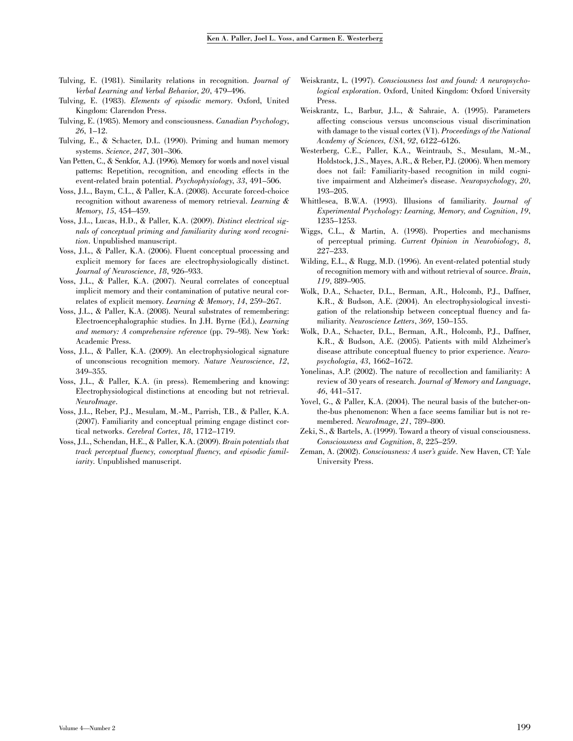Tulving, E. (1981). Similarity relations in recognition. *Journal of Verbal Learning and Verbal Behavior*, *20*, 479–496.

Tulving, E. (1983). *Elements of episodic memory*. Oxford, United Kingdom: Clarendon Press.

Tulving, E. (1985). Memory and consciousness. *Canadian Psychology*, *26*, 1–12.

Tulving, E., & Schacter, D.L. (1990). Priming and human memory systems. *Science*, *247*, 301–306.

Van Petten, C., & Senkfor, A.J. (1996). Memory for words and novel visual patterns: Repetition, recognition, and encoding effects in the event-related brain potential. *Psychophysiology*, *33*, 491–506.

Voss, J.L., Baym, C.L., & Paller, K.A. (2008). Accurate forced-choice recognition without awareness of memory retrieval. *Learning & Memory*, *15*, 454–459.

Voss, J.L., Lucas, H.D., & Paller, K.A. (2009). *Distinct electrical signals of conceptual priming and familiarity during word recognition*. Unpublished manuscript.

Voss, J.L., & Paller, K.A. (2006). Fluent conceptual processing and explicit memory for faces are electrophysiologically distinct. *Journal of Neuroscience*, *18*, 926–933.

Voss, J.L., & Paller, K.A. (2007). Neural correlates of conceptual implicit memory and their contamination of putative neural correlates of explicit memory. *Learning & Memory*, *14*, 259–267.

Voss, J.L., & Paller, K.A. (2008). Neural substrates of remembering: Electroencephalographic studies. In J.H. Byrne (Ed.), *Learning and memory: A comprehensive reference* (pp. 79–98). New York: Academic Press.

Voss, J.L., & Paller, K.A. (2009). An electrophysiological signature of unconscious recognition memory. *Nature Neuroscience*, *12*, 349–355.

Voss, J.L., & Paller, K.A. (in press). Remembering and knowing: Electrophysiological distinctions at encoding but not retrieval. *NeuroImage*.

Voss, J.L., Reber, P.J., Mesulam, M.-M., Parrish, T.B., & Paller, K.A. (2007). Familiarity and conceptual priming engage distinct cortical networks. *Cerebral Cortex*, *18*, 1712–1719.

Voss, J.L., Schendan, H.E., & Paller, K.A. (2009). *Brain potentials that track perceptual fluency, conceptual fluency, and episodic familiarity*. Unpublished manuscript.

Weiskrantz, L. (1997). *Consciousness lost and found: A neuropsychological exploration*. Oxford, United Kingdom: Oxford University Press.

Weiskrantz, L., Barbur, J.L., & Sahraie, A. (1995). Parameters affecting conscious versus unconscious visual discrimination with damage to the visual cortex (V1). *Proceedings of the National Academy of Sciences, USA*, *92*, 6122–6126.

Westerberg, C.E., Paller, K.A., Weintraub, S., Mesulam, M.-M., Holdstock, J.S., Mayes, A.R., & Reber, P.J. (2006). When memory does not fail: Familiarity-based recognition in mild cognitive impairment and Alzheimer's disease. *Neuropsychology*, *20*, 193–205.

Whittlesea, B.W.A. (1993). Illusions of familiarity. *Journal of Experimental Psychology: Learning, Memory, and Cognition*, *19*, 1235–1253.

Wiggs, C.L., & Martin, A. (1998). Properties and mechanisms of perceptual priming. *Current Opinion in Neurobiology*, *8*, 227–233.

Wilding, E.L., & Rugg, M.D. (1996). An event-related potential study of recognition memory with and without retrieval of source. *Brain*, *119*, 889–905.

Wolk, D.A., Schacter, D.L., Berman, A.R., Holcomb, P.J., Daffner, K.R., & Budson, A.E. (2004). An electrophysiological investigation of the relationship between conceptual fluency and familiarity. *Neuroscience Letters*, *369*, 150–155.

Wolk, D.A., Schacter, D.L., Berman, A.R., Holcomb, P.J., Daffner, K.R., & Budson, A.E. (2005). Patients with mild Alzheimer's disease attribute conceptual fluency to prior experience. *Neuropsychologia*, *43*, 1662–1672.

Yonelinas, A.P. (2002). The nature of recollection and familiarity: A review of 30 years of research. *Journal of Memory and Language*, *46*, 441–517.

Yovel, G., & Paller, K.A. (2004). The neural basis of the butcher-on-the-bus phenomenon: When a face seems familiar but is not remembered. *NeuroImage*, *21*, 789–800.

Zeki, S., & Bartels, A. (1999). Toward a theory of visual consciousness. *Consciousness and Cognition*, *8*, 225–259.

Zeman, A. (2002). *Consciousness: A user's guide*. New Haven, CT: Yale University Press.